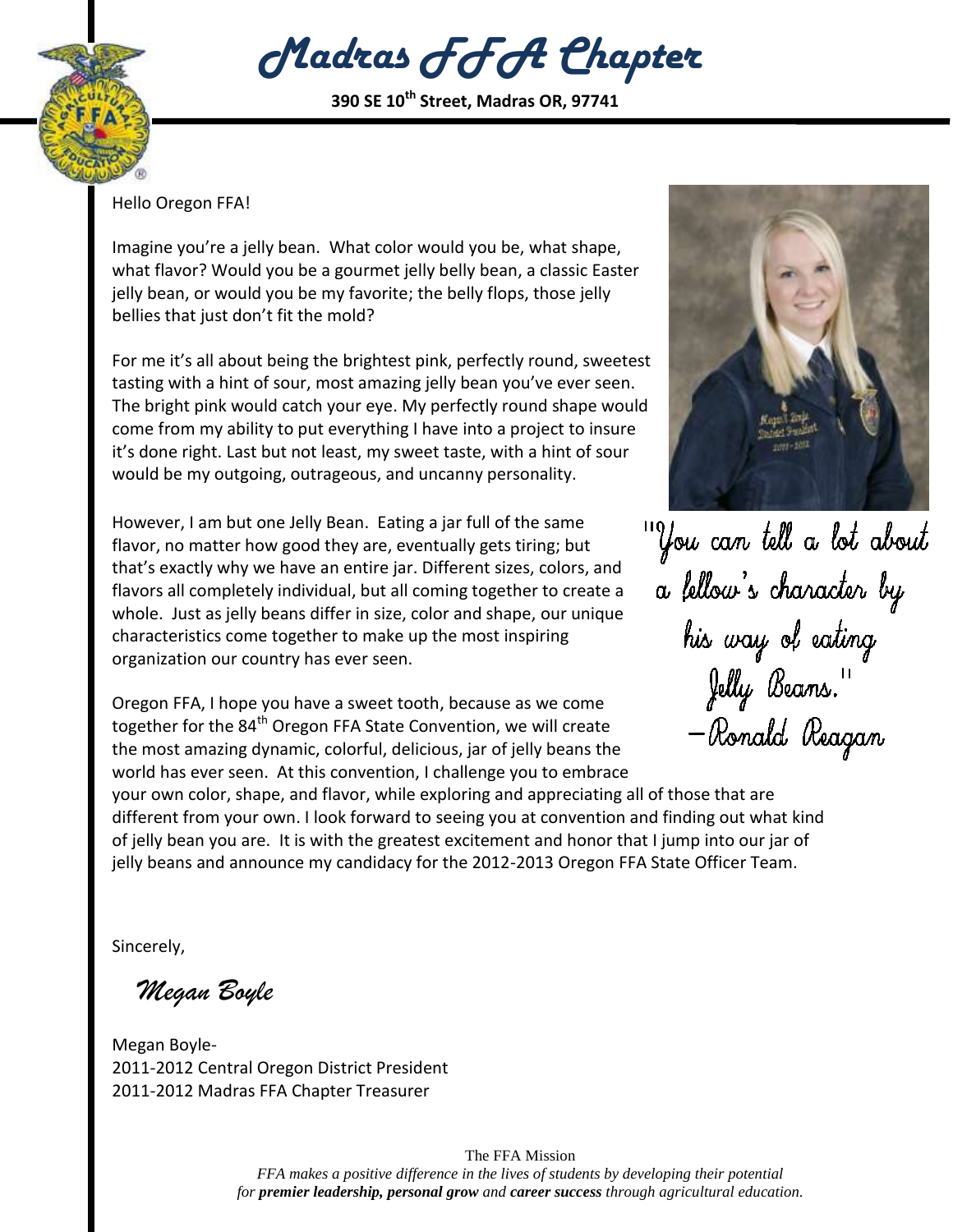# Madras FFA Chapter

**390 SE 10th Street, Madras OR, 97741**

Hello Oregon FFA!

Imagine you're a jelly bean. What color would you be, what shape, what flavor? Would you be a gourmet jelly belly bean, a classic Easter jelly bean, or would you be my favorite; the belly flops, those jelly bellies that just don't fit the mold?

For me it's all about being the brightest pink, perfectly round, sweetest tasting with a hint of sour, most amazing jelly bean you've ever seen. The bright pink would catch your eye. My perfectly round shape would come from my ability to put everything I have into a project to insure it's done right. Last but not least, my sweet taste, with a hint of sour would be my outgoing, outrageous, and uncanny personality.

However, I am but one Jelly Bean. Eating a jar full of the same flavor, no matter how good they are, eventually gets tiring; but that's exactly why we have an entire jar. Different sizes, colors, and flavors all completely individual, but all coming together to create a whole. Just as jelly beans differ in size, color and shape, our unique characteristics come together to make up the most inspiring organization our country has ever seen.

*"You can tell a lot about a fellow's character by his way of eating Jelly Beans."*
*–Ronald Reagan*

Oregon FFA, I hope you have a sweet tooth, because as we come together for the 84th Oregon FFA State Convention, we will create the most amazing dynamic, colorful, delicious, jar of jelly beans the world has ever seen. At this convention, I challenge you to embrace your own color, shape, and flavor, while exploring and appreciating all of those that are different from your own. I look forward to seeing you at convention and finding out what kind of jelly bean you are. It is with the greatest excitement and honor that I jump into our jar of jelly beans and announce my candidacy for the 2012-2013 Oregon FFA State Officer Team.

Sincerely,

*Megan Boyle*

Megan Boyle-
2011-2012 Central Oregon District President
2011-2012 Madras FFA Chapter Treasurer

The FFA Mission
*FFA makes a positive difference in the lives of students by developing their potential for **premier leadership, personal grow** and **career success** through agricultural education.*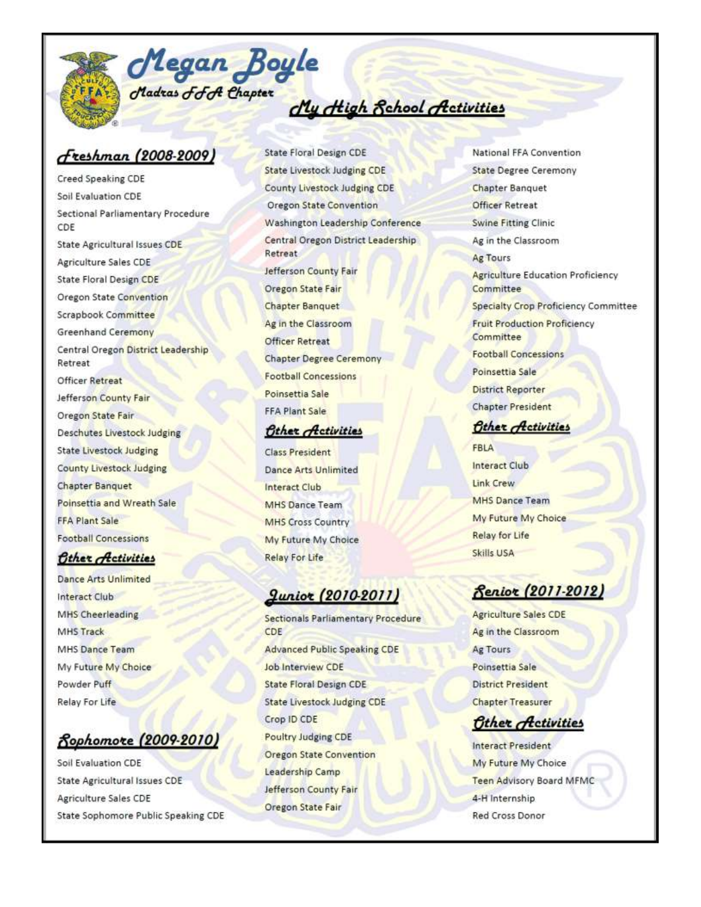# Megan Boyle

Madras FFA Chapter

## My High School Activities

### Freshman (2008-2009)

Creed Speaking CDE

Soil Evaluation CDE

Sectional Parliamentary Procedure CDE

State Agricultural Issues CDE

Agriculture Sales CDE

State Floral Design CDE

Oregon State Convention

Scrapbook Committee

Greenhand Ceremony

Central Oregon District Leadership Retreat

Officer Retreat

Jefferson County Fair

Oregon State Fair

Deschutes Livestock Judging

State Livestock Judging

County Livestock Judging

Chapter Banquet

Poinsettia and Wreath Sale

FFA Plant Sale

Football Concessions

#### Other Activities

Dance Arts Unlimited

Interact Club

MHS Cheerleading

MHS Track

MHS Dance Team

My Future My Choice

Powder Puff

Relay For Life

### Sophomore (2009-2010)

Soil Evaluation CDE

State Agricultural Issues CDE

Agriculture Sales CDE

State Sophomore Public Speaking CDE

State Floral Design CDE

State Livestock Judging CDE

County Livestock Judging CDE

Oregon State Convention

Washington Leadership Conference

Central Oregon District Leadership Retreat

Jefferson County Fair

Oregon State Fair

Chapter Banquet

Ag in the Classroom

Officer Retreat

Chapter Degree Ceremony

Football Concessions

Poinsettia Sale

FFA Plant Sale

#### Other Activities

Class President

Dance Arts Unlimited

Interact Club

MHS Dance Team

MHS Cross Country

My Future My Choice

Relay For Life

### Junior (2010-2011)

Sectionals Parliamentary Procedure CDE

Advanced Public Speaking CDE

Job Interview CDE

State Floral Design CDE

State Livestock Judging CDE

Crop ID CDE

Poultry Judging CDE

Oregon State Convention

Leadership Camp

Jefferson County Fair

Oregon State Fair

National FFA Convention

State Degree Ceremony

Chapter Banquet

Officer Retreat

Swine Fitting Clinic

Ag in the Classroom

Ag Tours

Agriculture Education Proficiency Committee

Specialty Crop Proficiency Committee

Fruit Production Proficiency Committee

Football Concessions

Poinsettia Sale

District Reporter

Chapter President

#### Other Activities

FBLA

Interact Club

Link Crew

MHS Dance Team

My Future My Choice

Relay for Life

Skills USA

### Senior (2011-2012)

Agriculture Sales CDE

Ag in the Classroom

Ag Tours

Poinsettia Sale

District President

Chapter Treasurer

#### Other Activities

Interact President

My Future My Choice

Teen Advisory Board MFMC

4-H Internship

Red Cross Donor